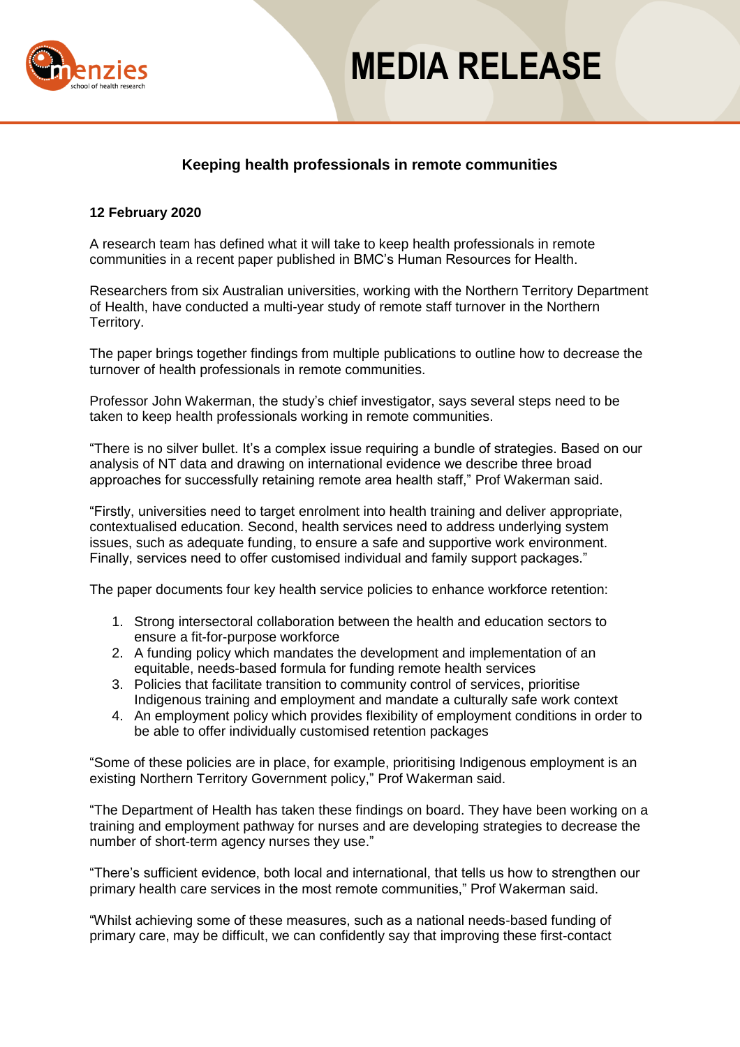# MEDIA RELEASE

## Keeping health professionals in remote communities

**12 February 2020**

A research team has defined what it will take to keep health professionals in remote communities in a recent paper published in BMC's Human Resources for Health.

Researchers from six Australian universities, working with the Northern Territory Department of Health, have conducted a multi-year study of remote staff turnover in the Northern Territory.

The paper brings together findings from multiple publications to outline how to decrease the turnover of health professionals in remote communities.

Professor John Wakerman, the study's chief investigator, says several steps need to be taken to keep health professionals working in remote communities.

"There is no silver bullet. It's a complex issue requiring a bundle of strategies. Based on our analysis of NT data and drawing on international evidence we describe three broad approaches for successfully retaining remote area health staff," Prof Wakerman said.

"Firstly, universities need to target enrolment into health training and deliver appropriate, contextualised education. Second, health services need to address underlying system issues, such as adequate funding, to ensure a safe and supportive work environment. Finally, services need to offer customised individual and family support packages."

The paper documents four key health service policies to enhance workforce retention:

1. Strong intersectoral collaboration between the health and education sectors to ensure a fit-for-purpose workforce
2. A funding policy which mandates the development and implementation of an equitable, needs-based formula for funding remote health services
3. Policies that facilitate transition to community control of services, prioritise Indigenous training and employment and mandate a culturally safe work context
4. An employment policy which provides flexibility of employment conditions in order to be able to offer individually customised retention packages

"Some of these policies are in place, for example, prioritising Indigenous employment is an existing Northern Territory Government policy," Prof Wakerman said.

"The Department of Health has taken these findings on board. They have been working on a training and employment pathway for nurses and are developing strategies to decrease the number of short-term agency nurses they use."

"There's sufficient evidence, both local and international, that tells us how to strengthen our primary health care services in the most remote communities," Prof Wakerman said.

"Whilst achieving some of these measures, such as a national needs-based funding of primary care, may be difficult, we can confidently say that improving these first-contact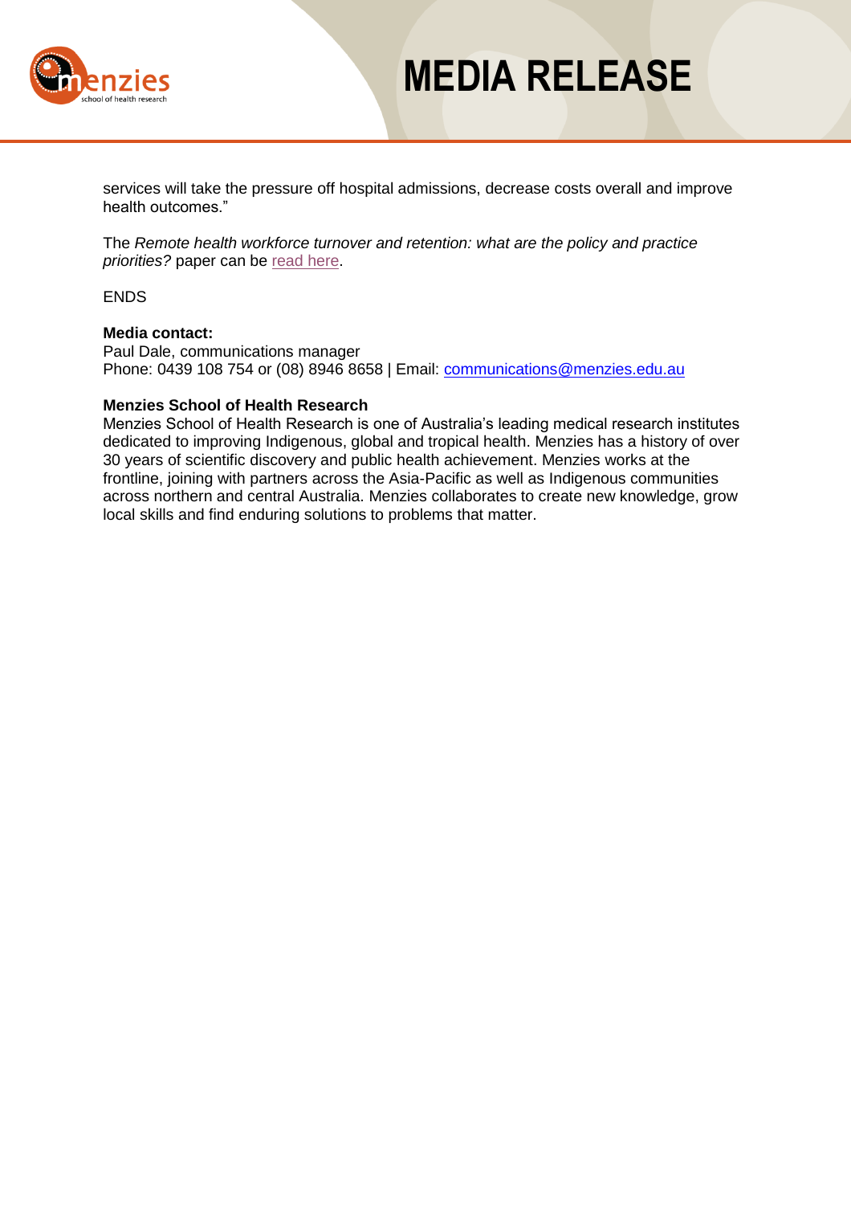services will take the pressure off hospital admissions, decrease costs overall and improve health outcomes."

The *Remote health workforce turnover and retention: what are the policy and practice priorities?* paper can be read here.

ENDS

**Media contact:**
Paul Dale, communications manager
Phone: 0439 108 754 or (08) 8946 8658 | Email: communications@menzies.edu.au

**Menzies School of Health Research**
Menzies School of Health Research is one of Australia's leading medical research institutes dedicated to improving Indigenous, global and tropical health. Menzies has a history of over 30 years of scientific discovery and public health achievement. Menzies works at the frontline, joining with partners across the Asia-Pacific as well as Indigenous communities across northern and central Australia. Menzies collaborates to create new knowledge, grow local skills and find enduring solutions to problems that matter.